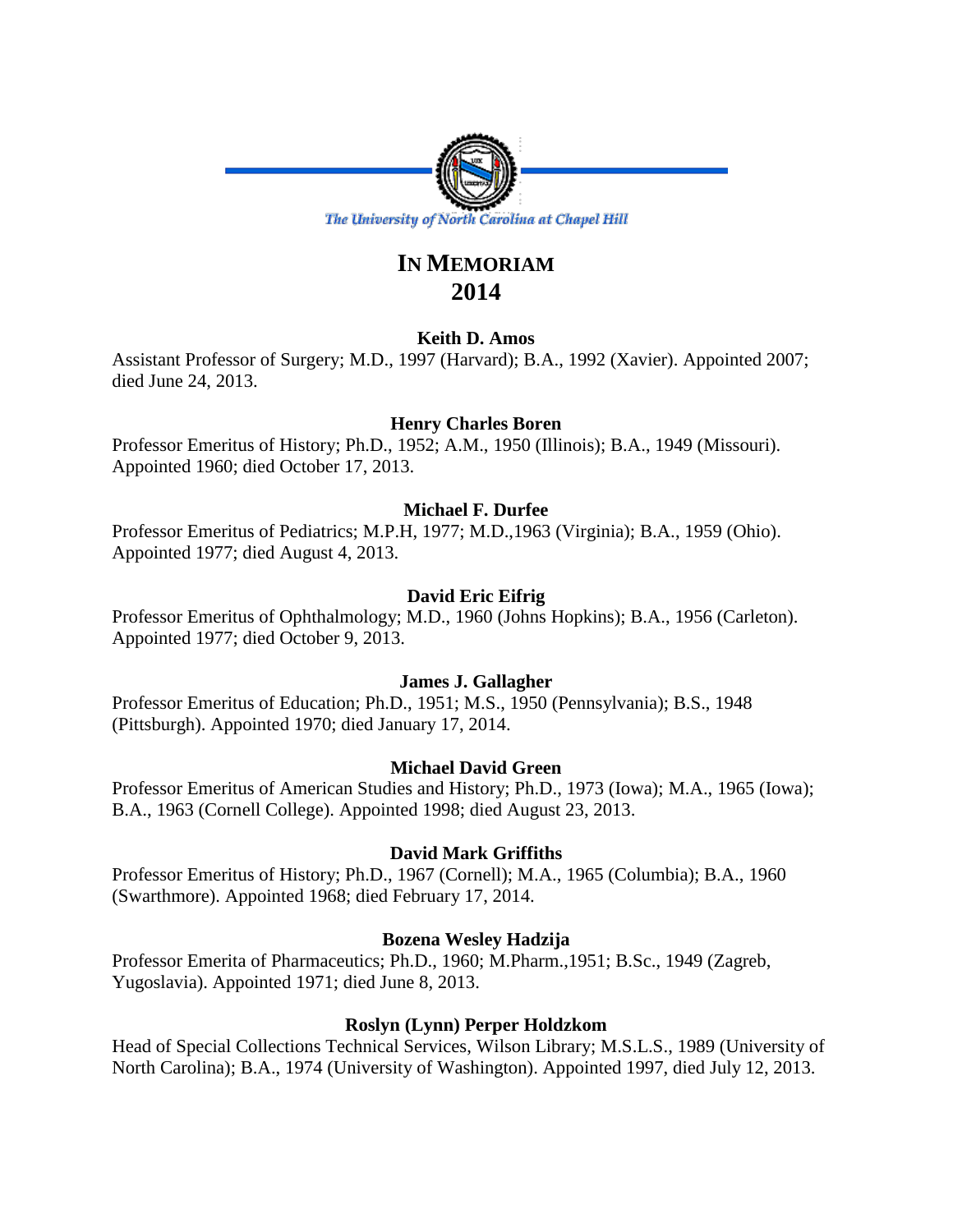The University of North Carolina at Chapel Hill

# IN MEMORIAM
# 2014

**Keith D. Amos**

Assistant Professor of Surgery; M.D., 1997 (Harvard); B.A., 1992 (Xavier). Appointed 2007; died June 24, 2013.

**Henry Charles Boren**

Professor Emeritus of History; Ph.D., 1952; A.M., 1950 (Illinois); B.A., 1949 (Missouri). Appointed 1960; died October 17, 2013.

**Michael F. Durfee**

Professor Emeritus of Pediatrics; M.P.H, 1977; M.D.,1963 (Virginia); B.A., 1959 (Ohio). Appointed 1977; died August 4, 2013.

**David Eric Eifrig**

Professor Emeritus of Ophthalmology; M.D., 1960 (Johns Hopkins); B.A., 1956 (Carleton). Appointed 1977; died October 9, 2013.

**James J. Gallagher**

Professor Emeritus of Education; Ph.D., 1951; M.S., 1950 (Pennsylvania); B.S., 1948 (Pittsburgh). Appointed 1970; died January 17, 2014.

**Michael David Green**

Professor Emeritus of American Studies and History; Ph.D., 1973 (Iowa); M.A., 1965 (Iowa); B.A., 1963 (Cornell College). Appointed 1998; died August 23, 2013.

**David Mark Griffiths**

Professor Emeritus of History; Ph.D., 1967 (Cornell); M.A., 1965 (Columbia); B.A., 1960 (Swarthmore). Appointed 1968; died February 17, 2014.

**Bozena Wesley Hadzija**

Professor Emerita of Pharmaceutics; Ph.D., 1960; M.Pharm.,1951; B.Sc., 1949 (Zagreb, Yugoslavia). Appointed 1971; died June 8, 2013.

**Roslyn (Lynn) Perper Holdzkom**

Head of Special Collections Technical Services, Wilson Library; M.S.L.S., 1989 (University of North Carolina); B.A., 1974 (University of Washington). Appointed 1997, died July 12, 2013.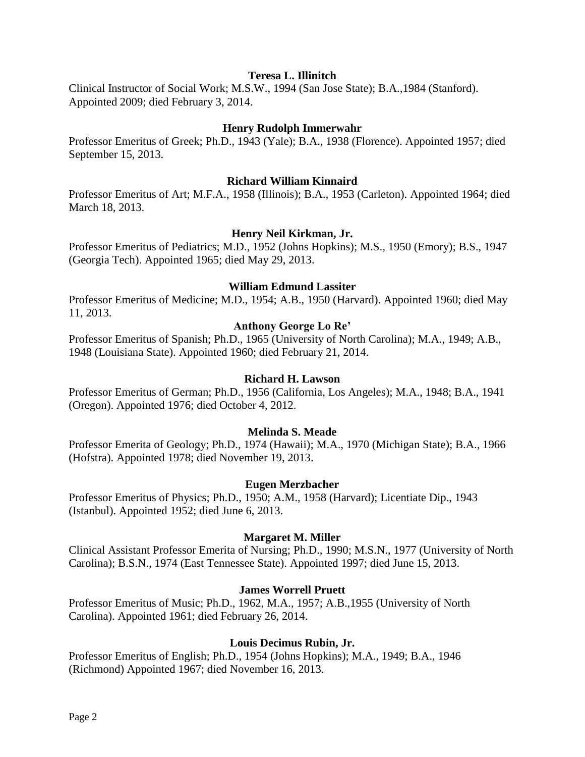**Teresa L. Illinitch**

Clinical Instructor of Social Work; M.S.W., 1994 (San Jose State); B.A.,1984 (Stanford). Appointed 2009; died February 3, 2014.

**Henry Rudolph Immerwahr**

Professor Emeritus of Greek; Ph.D., 1943 (Yale); B.A., 1938 (Florence). Appointed 1957; died September 15, 2013.

**Richard William Kinnaird**

Professor Emeritus of Art; M.F.A., 1958 (Illinois); B.A., 1953 (Carleton). Appointed 1964; died March 18, 2013.

**Henry Neil Kirkman, Jr.**

Professor Emeritus of Pediatrics; M.D., 1952 (Johns Hopkins); M.S., 1950 (Emory); B.S., 1947 (Georgia Tech). Appointed 1965; died May 29, 2013.

**William Edmund Lassiter**

Professor Emeritus of Medicine; M.D., 1954; A.B., 1950 (Harvard). Appointed 1960; died May 11, 2013.

**Anthony George Lo Re'**

Professor Emeritus of Spanish; Ph.D., 1965 (University of North Carolina); M.A., 1949; A.B., 1948 (Louisiana State). Appointed 1960; died February 21, 2014.

**Richard H. Lawson**

Professor Emeritus of German; Ph.D., 1956 (California, Los Angeles); M.A., 1948; B.A., 1941 (Oregon). Appointed 1976; died October 4, 2012.

**Melinda S. Meade**

Professor Emerita of Geology; Ph.D., 1974 (Hawaii); M.A., 1970 (Michigan State); B.A., 1966 (Hofstra). Appointed 1978; died November 19, 2013.

**Eugen Merzbacher**

Professor Emeritus of Physics; Ph.D., 1950; A.M., 1958 (Harvard); Licentiate Dip., 1943 (Istanbul). Appointed 1952; died June 6, 2013.

**Margaret M. Miller**

Clinical Assistant Professor Emerita of Nursing; Ph.D., 1990; M.S.N., 1977 (University of North Carolina); B.S.N., 1974 (East Tennessee State). Appointed 1997; died June 15, 2013.

**James Worrell Pruett**

Professor Emeritus of Music; Ph.D., 1962, M.A., 1957; A.B.,1955 (University of North Carolina). Appointed 1961; died February 26, 2014.

**Louis Decimus Rubin, Jr.**

Professor Emeritus of English; Ph.D., 1954 (Johns Hopkins); M.A., 1949; B.A., 1946 (Richmond) Appointed 1967; died November 16, 2013.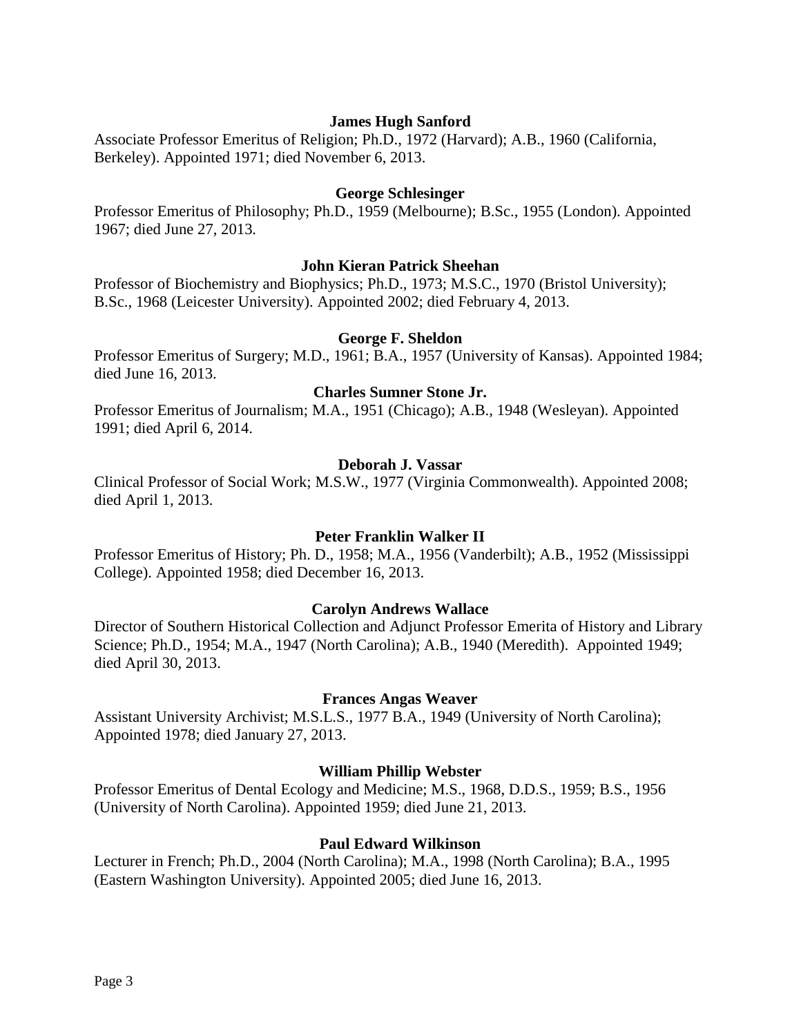**James Hugh Sanford**

Associate Professor Emeritus of Religion; Ph.D., 1972 (Harvard); A.B., 1960 (California, Berkeley). Appointed 1971; died November 6, 2013.

**George Schlesinger**

Professor Emeritus of Philosophy; Ph.D., 1959 (Melbourne); B.Sc., 1955 (London). Appointed 1967; died June 27, 2013.

**John Kieran Patrick Sheehan**

Professor of Biochemistry and Biophysics; Ph.D., 1973; M.S.C., 1970 (Bristol University); B.Sc., 1968 (Leicester University). Appointed 2002; died February 4, 2013.

**George F. Sheldon**

Professor Emeritus of Surgery; M.D., 1961; B.A., 1957 (University of Kansas). Appointed 1984; died June 16, 2013.

**Charles Sumner Stone Jr.**

Professor Emeritus of Journalism; M.A., 1951 (Chicago); A.B., 1948 (Wesleyan). Appointed 1991; died April 6, 2014.

**Deborah J. Vassar**

Clinical Professor of Social Work; M.S.W., 1977 (Virginia Commonwealth). Appointed 2008; died April 1, 2013.

**Peter Franklin Walker II**

Professor Emeritus of History; Ph. D., 1958; M.A., 1956 (Vanderbilt); A.B., 1952 (Mississippi College). Appointed 1958; died December 16, 2013.

**Carolyn Andrews Wallace**

Director of Southern Historical Collection and Adjunct Professor Emerita of History and Library Science; Ph.D., 1954; M.A., 1947 (North Carolina); A.B., 1940 (Meredith). Appointed 1949; died April 30, 2013.

**Frances Angas Weaver**

Assistant University Archivist; M.S.L.S., 1977 B.A., 1949 (University of North Carolina); Appointed 1978; died January 27, 2013.

**William Phillip Webster**

Professor Emeritus of Dental Ecology and Medicine; M.S., 1968, D.D.S., 1959; B.S., 1956 (University of North Carolina). Appointed 1959; died June 21, 2013.

**Paul Edward Wilkinson**

Lecturer in French; Ph.D., 2004 (North Carolina); M.A., 1998 (North Carolina); B.A., 1995 (Eastern Washington University). Appointed 2005; died June 16, 2013.